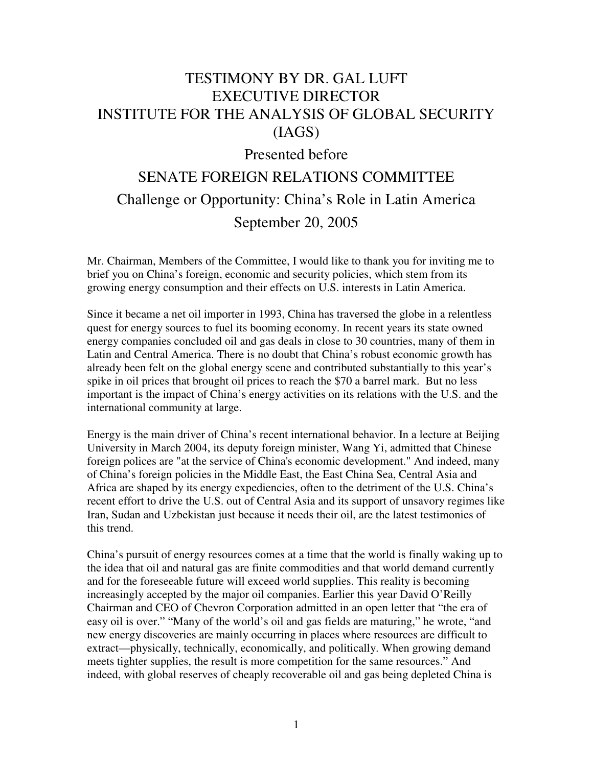# TESTIMONY BY DR. GAL LUFT
# EXECUTIVE DIRECTOR
# INSTITUTE FOR THE ANALYSIS OF GLOBAL SECURITY (IAGS)

## Presented before

## SENATE FOREIGN RELATIONS COMMITTEE

## Challenge or Opportunity: China's Role in Latin America

## September 20, 2005

Mr. Chairman, Members of the Committee, I would like to thank you for inviting me to brief you on China's foreign, economic and security policies, which stem from its growing energy consumption and their effects on U.S. interests in Latin America.

Since it became a net oil importer in 1993, China has traversed the globe in a relentless quest for energy sources to fuel its booming economy. In recent years its state owned energy companies concluded oil and gas deals in close to 30 countries, many of them in Latin and Central America. There is no doubt that China's robust economic growth has already been felt on the global energy scene and contributed substantially to this year's spike in oil prices that brought oil prices to reach the $70 a barrel mark. But no less important is the impact of China's energy activities on its relations with the U.S. and the international community at large.

Energy is the main driver of China's recent international behavior. In a lecture at Beijing University in March 2004, its deputy foreign minister, Wang Yi, admitted that Chinese foreign polices are "at the service of China's economic development." And indeed, many of China's foreign policies in the Middle East, the East China Sea, Central Asia and Africa are shaped by its energy expediencies, often to the detriment of the U.S. China's recent effort to drive the U.S. out of Central Asia and its support of unsavory regimes like Iran, Sudan and Uzbekistan just because it needs their oil, are the latest testimonies of this trend.

China's pursuit of energy resources comes at a time that the world is finally waking up to the idea that oil and natural gas are finite commodities and that world demand currently and for the foreseeable future will exceed world supplies. This reality is becoming increasingly accepted by the major oil companies. Earlier this year David O'Reilly Chairman and CEO of Chevron Corporation admitted in an open letter that "the era of easy oil is over." "Many of the world's oil and gas fields are maturing," he wrote, "and new energy discoveries are mainly occurring in places where resources are difficult to extract—physically, technically, economically, and politically. When growing demand meets tighter supplies, the result is more competition for the same resources." And indeed, with global reserves of cheaply recoverable oil and gas being depleted China is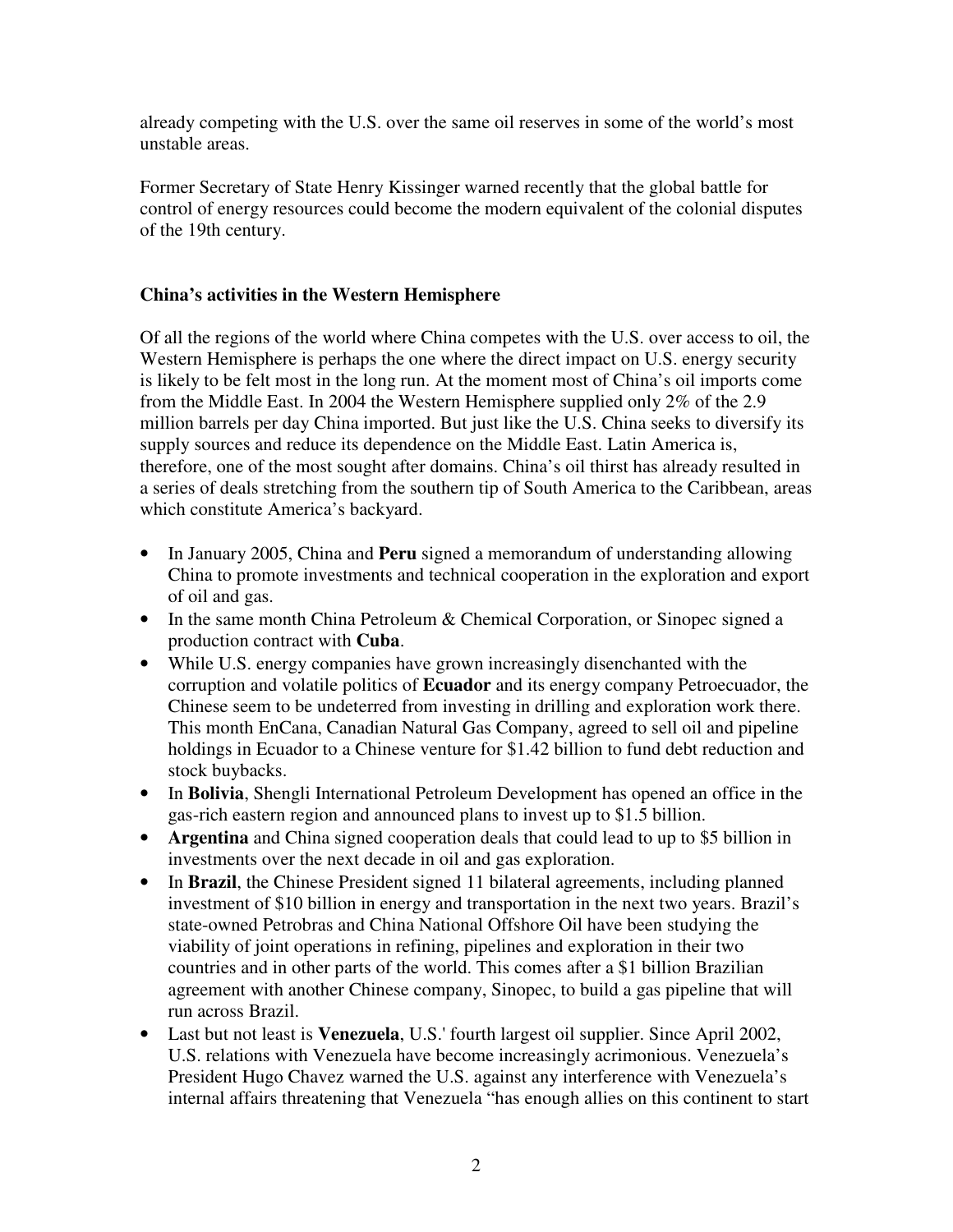already competing with the U.S. over the same oil reserves in some of the world's most unstable areas.

Former Secretary of State Henry Kissinger warned recently that the global battle for control of energy resources could become the modern equivalent of the colonial disputes of the 19th century.

## China's activities in the Western Hemisphere

Of all the regions of the world where China competes with the U.S. over access to oil, the Western Hemisphere is perhaps the one where the direct impact on U.S. energy security is likely to be felt most in the long run. At the moment most of China's oil imports come from the Middle East. In 2004 the Western Hemisphere supplied only 2% of the 2.9 million barrels per day China imported. But just like the U.S. China seeks to diversify its supply sources and reduce its dependence on the Middle East. Latin America is, therefore, one of the most sought after domains. China's oil thirst has already resulted in a series of deals stretching from the southern tip of South America to the Caribbean, areas which constitute America's backyard.

- In January 2005, China and **Peru** signed a memorandum of understanding allowing China to promote investments and technical cooperation in the exploration and export of oil and gas.
- In the same month China Petroleum & Chemical Corporation, or Sinopec signed a production contract with **Cuba**.
- While U.S. energy companies have grown increasingly disenchanted with the corruption and volatile politics of **Ecuador** and its energy company Petroecuador, the Chinese seem to be undeterred from investing in drilling and exploration work there. This month EnCana, Canadian Natural Gas Company, agreed to sell oil and pipeline holdings in Ecuador to a Chinese venture for $1.42 billion to fund debt reduction and stock buybacks.
- In **Bolivia**, Shengli International Petroleum Development has opened an office in the gas-rich eastern region and announced plans to invest up to $1.5 billion.
- **Argentina** and China signed cooperation deals that could lead to up to $5 billion in investments over the next decade in oil and gas exploration.
- In **Brazil**, the Chinese President signed 11 bilateral agreements, including planned investment of $10 billion in energy and transportation in the next two years. Brazil's state-owned Petrobras and China National Offshore Oil have been studying the viability of joint operations in refining, pipelines and exploration in their two countries and in other parts of the world. This comes after a $1 billion Brazilian agreement with another Chinese company, Sinopec, to build a gas pipeline that will run across Brazil.
- Last but not least is **Venezuela**, U.S.' fourth largest oil supplier. Since April 2002, U.S. relations with Venezuela have become increasingly acrimonious. Venezuela's President Hugo Chavez warned the U.S. against any interference with Venezuela's internal affairs threatening that Venezuela "has enough allies on this continent to start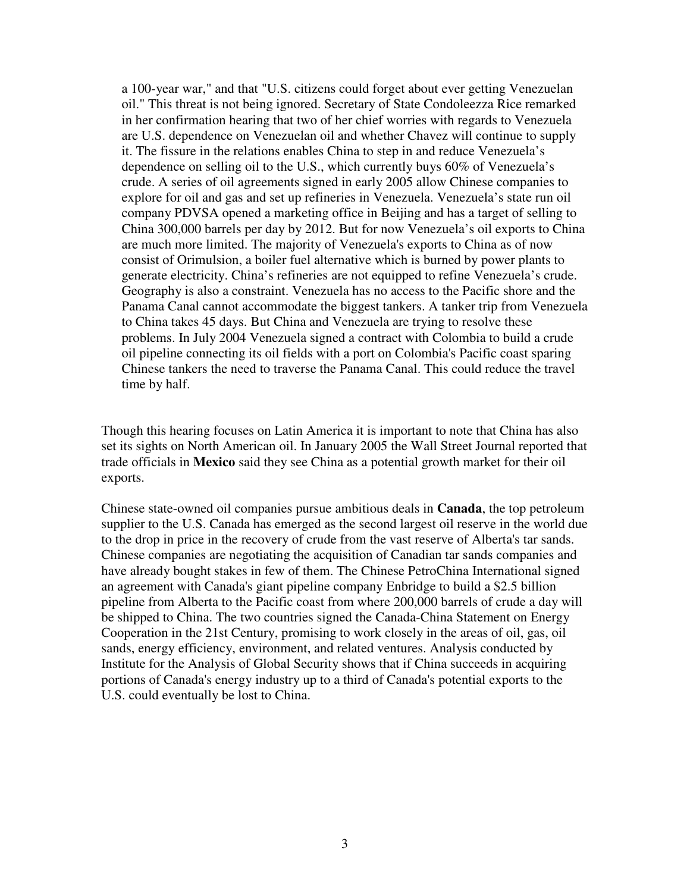> a 100-year war," and that "U.S. citizens could forget about ever getting Venezuelan oil." This threat is not being ignored. Secretary of State Condoleezza Rice remarked in her confirmation hearing that two of her chief worries with regards to Venezuela are U.S. dependence on Venezuelan oil and whether Chavez will continue to supply it. The fissure in the relations enables China to step in and reduce Venezuela's dependence on selling oil to the U.S., which currently buys 60% of Venezuela's crude. A series of oil agreements signed in early 2005 allow Chinese companies to explore for oil and gas and set up refineries in Venezuela. Venezuela's state run oil company PDVSA opened a marketing office in Beijing and has a target of selling to China 300,000 barrels per day by 2012. But for now Venezuela's oil exports to China are much more limited. The majority of Venezuela's exports to China as of now consist of Orimulsion, a boiler fuel alternative which is burned by power plants to generate electricity. China's refineries are not equipped to refine Venezuela's crude. Geography is also a constraint. Venezuela has no access to the Pacific shore and the Panama Canal cannot accommodate the biggest tankers. A tanker trip from Venezuela to China takes 45 days. But China and Venezuela are trying to resolve these problems. In July 2004 Venezuela signed a contract with Colombia to build a crude oil pipeline connecting its oil fields with a port on Colombia's Pacific coast sparing Chinese tankers the need to traverse the Panama Canal. This could reduce the travel time by half.

Though this hearing focuses on Latin America it is important to note that China has also set its sights on North American oil. In January 2005 the Wall Street Journal reported that trade officials in **Mexico** said they see China as a potential growth market for their oil exports.

Chinese state-owned oil companies pursue ambitious deals in **Canada**, the top petroleum supplier to the U.S. Canada has emerged as the second largest oil reserve in the world due to the drop in price in the recovery of crude from the vast reserve of Alberta's tar sands. Chinese companies are negotiating the acquisition of Canadian tar sands companies and have already bought stakes in few of them. The Chinese PetroChina International signed an agreement with Canada's giant pipeline company Enbridge to build a $2.5 billion pipeline from Alberta to the Pacific coast from where 200,000 barrels of crude a day will be shipped to China. The two countries signed the Canada-China Statement on Energy Cooperation in the 21st Century, promising to work closely in the areas of oil, gas, oil sands, energy efficiency, environment, and related ventures. Analysis conducted by Institute for the Analysis of Global Security shows that if China succeeds in acquiring portions of Canada's energy industry up to a third of Canada's potential exports to the U.S. could eventually be lost to China.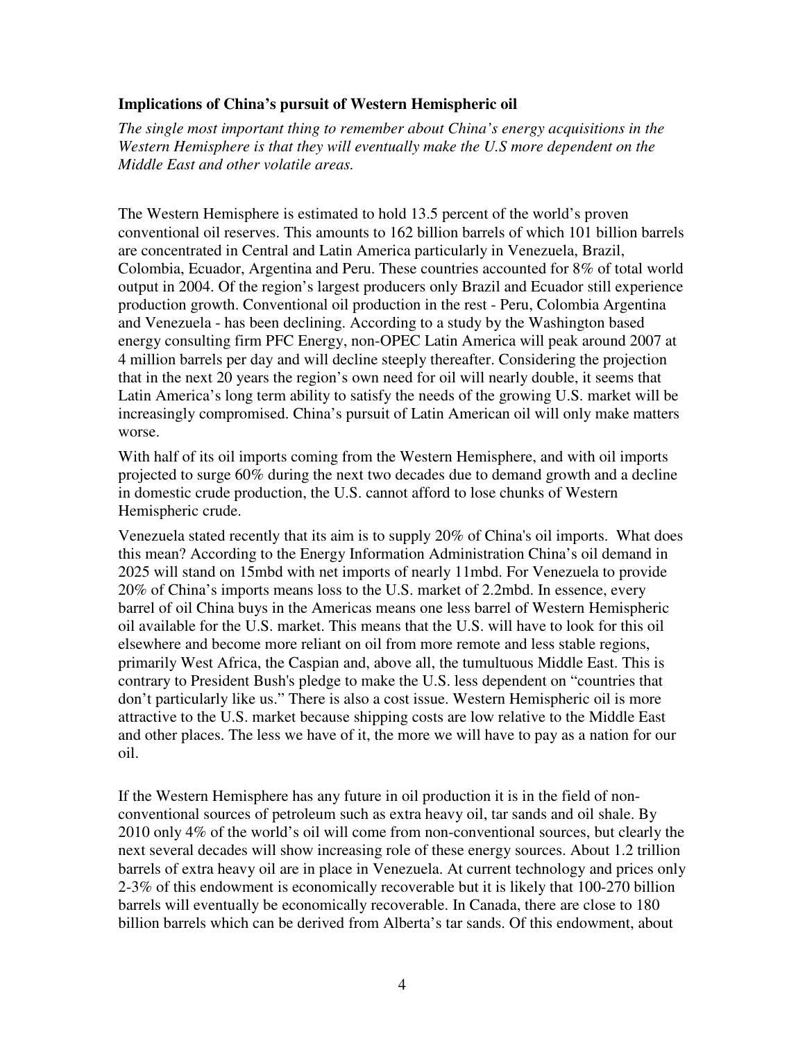**Implications of China's pursuit of Western Hemispheric oil**

*The single most important thing to remember about China's energy acquisitions in the Western Hemisphere is that they will eventually make the U.S more dependent on the Middle East and other volatile areas.*

The Western Hemisphere is estimated to hold 13.5 percent of the world's proven conventional oil reserves. This amounts to 162 billion barrels of which 101 billion barrels are concentrated in Central and Latin America particularly in Venezuela, Brazil, Colombia, Ecuador, Argentina and Peru. These countries accounted for 8% of total world output in 2004. Of the region's largest producers only Brazil and Ecuador still experience production growth. Conventional oil production in the rest - Peru, Colombia Argentina and Venezuela - has been declining. According to a study by the Washington based energy consulting firm PFC Energy, non-OPEC Latin America will peak around 2007 at 4 million barrels per day and will decline steeply thereafter. Considering the projection that in the next 20 years the region's own need for oil will nearly double, it seems that Latin America's long term ability to satisfy the needs of the growing U.S. market will be increasingly compromised. China's pursuit of Latin American oil will only make matters worse.

With half of its oil imports coming from the Western Hemisphere, and with oil imports projected to surge 60% during the next two decades due to demand growth and a decline in domestic crude production, the U.S. cannot afford to lose chunks of Western Hemispheric crude.

Venezuela stated recently that its aim is to supply 20% of China's oil imports. What does this mean? According to the Energy Information Administration China's oil demand in 2025 will stand on 15mbd with net imports of nearly 11mbd. For Venezuela to provide 20% of China's imports means loss to the U.S. market of 2.2mbd. In essence, every barrel of oil China buys in the Americas means one less barrel of Western Hemispheric oil available for the U.S. market. This means that the U.S. will have to look for this oil elsewhere and become more reliant on oil from more remote and less stable regions, primarily West Africa, the Caspian and, above all, the tumultuous Middle East. This is contrary to President Bush's pledge to make the U.S. less dependent on "countries that don't particularly like us." There is also a cost issue. Western Hemispheric oil is more attractive to the U.S. market because shipping costs are low relative to the Middle East and other places. The less we have of it, the more we will have to pay as a nation for our oil.

If the Western Hemisphere has any future in oil production it is in the field of non-conventional sources of petroleum such as extra heavy oil, tar sands and oil shale. By 2010 only 4% of the world's oil will come from non-conventional sources, but clearly the next several decades will show increasing role of these energy sources. About 1.2 trillion barrels of extra heavy oil are in place in Venezuela. At current technology and prices only 2-3% of this endowment is economically recoverable but it is likely that 100-270 billion barrels will eventually be economically recoverable. In Canada, there are close to 180 billion barrels which can be derived from Alberta's tar sands. Of this endowment, about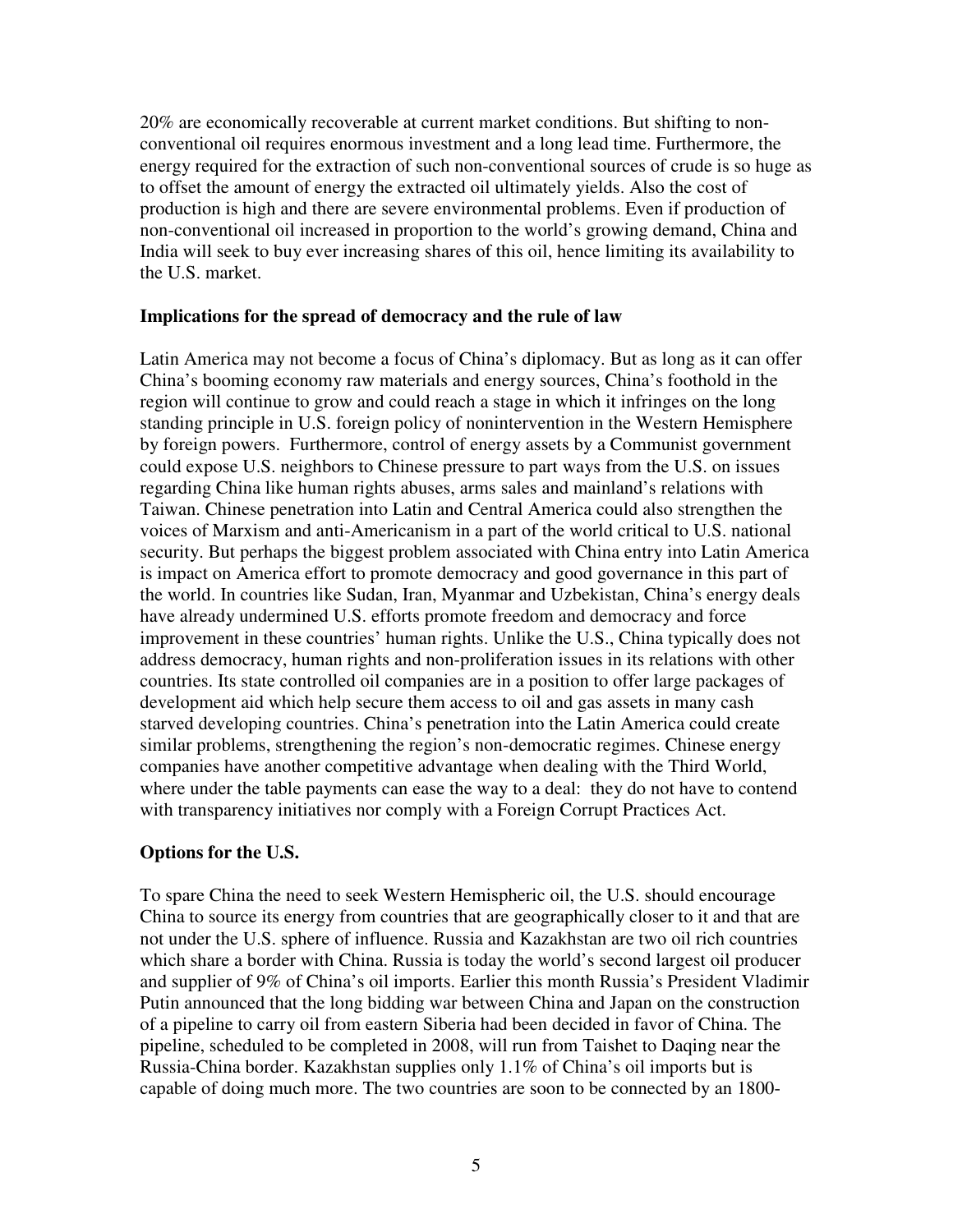20% are economically recoverable at current market conditions. But shifting to non-conventional oil requires enormous investment and a long lead time. Furthermore, the energy required for the extraction of such non-conventional sources of crude is so huge as to offset the amount of energy the extracted oil ultimately yields. Also the cost of production is high and there are severe environmental problems. Even if production of non-conventional oil increased in proportion to the world's growing demand, China and India will seek to buy ever increasing shares of this oil, hence limiting its availability to the U.S. market.

### Implications for the spread of democracy and the rule of law

Latin America may not become a focus of China's diplomacy. But as long as it can offer China's booming economy raw materials and energy sources, China's foothold in the region will continue to grow and could reach a stage in which it infringes on the long standing principle in U.S. foreign policy of nonintervention in the Western Hemisphere by foreign powers. Furthermore, control of energy assets by a Communist government could expose U.S. neighbors to Chinese pressure to part ways from the U.S. on issues regarding China like human rights abuses, arms sales and mainland's relations with Taiwan. Chinese penetration into Latin and Central America could also strengthen the voices of Marxism and anti-Americanism in a part of the world critical to U.S. national security. But perhaps the biggest problem associated with China entry into Latin America is impact on America effort to promote democracy and good governance in this part of the world. In countries like Sudan, Iran, Myanmar and Uzbekistan, China's energy deals have already undermined U.S. efforts promote freedom and democracy and force improvement in these countries' human rights. Unlike the U.S., China typically does not address democracy, human rights and non-proliferation issues in its relations with other countries. Its state controlled oil companies are in a position to offer large packages of development aid which help secure them access to oil and gas assets in many cash starved developing countries. China's penetration into the Latin America could create similar problems, strengthening the region's non-democratic regimes. Chinese energy companies have another competitive advantage when dealing with the Third World, where under the table payments can ease the way to a deal: they do not have to contend with transparency initiatives nor comply with a Foreign Corrupt Practices Act.

### Options for the U.S.

To spare China the need to seek Western Hemispheric oil, the U.S. should encourage China to source its energy from countries that are geographically closer to it and that are not under the U.S. sphere of influence. Russia and Kazakhstan are two oil rich countries which share a border with China. Russia is today the world's second largest oil producer and supplier of 9% of China's oil imports. Earlier this month Russia's President Vladimir Putin announced that the long bidding war between China and Japan on the construction of a pipeline to carry oil from eastern Siberia had been decided in favor of China. The pipeline, scheduled to be completed in 2008, will run from Taishet to Daqing near the Russia-China border. Kazakhstan supplies only 1.1% of China's oil imports but is capable of doing much more. The two countries are soon to be connected by an 1800-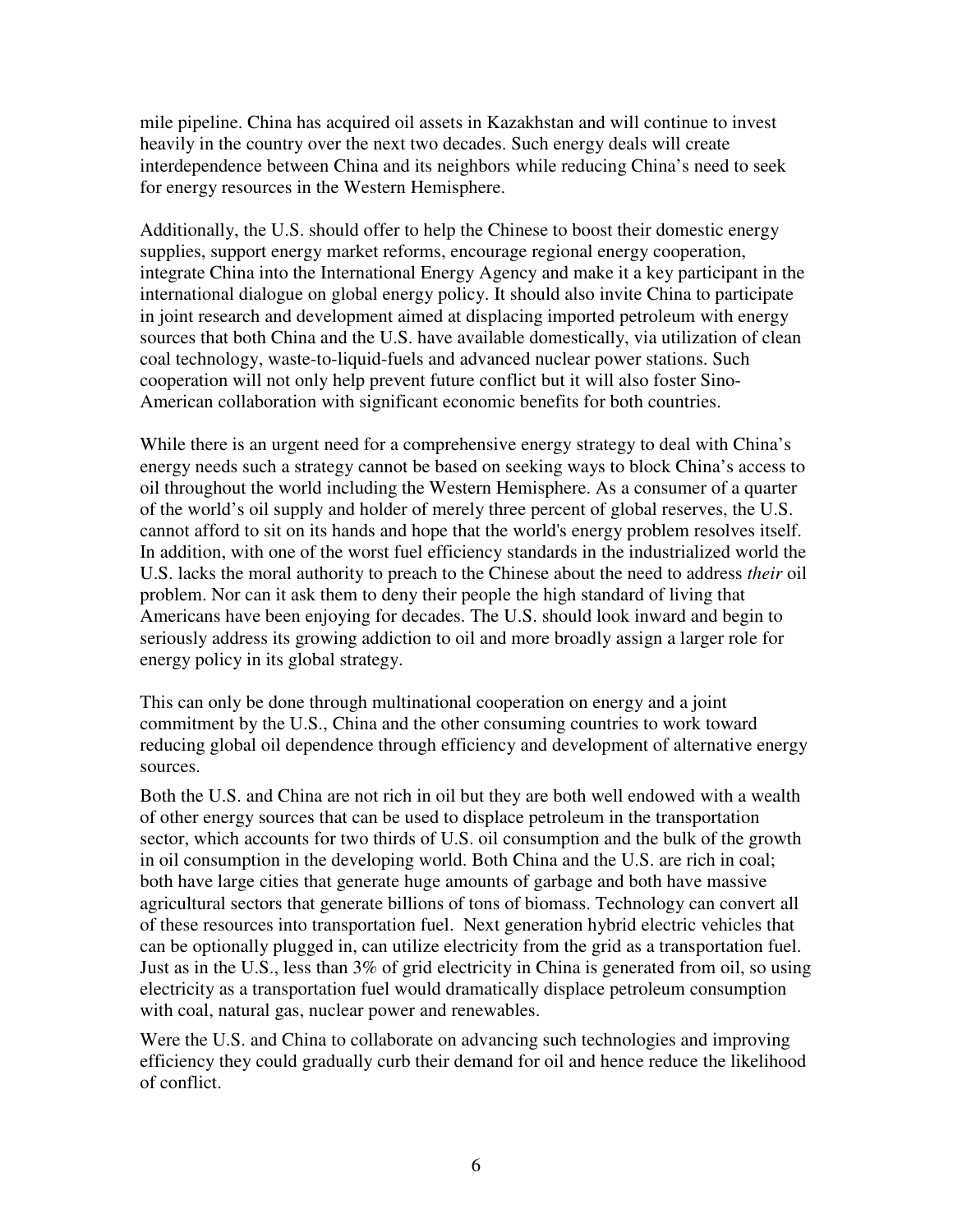mile pipeline. China has acquired oil assets in Kazakhstan and will continue to invest heavily in the country over the next two decades. Such energy deals will create interdependence between China and its neighbors while reducing China's need to seek for energy resources in the Western Hemisphere.

Additionally, the U.S. should offer to help the Chinese to boost their domestic energy supplies, support energy market reforms, encourage regional energy cooperation, integrate China into the International Energy Agency and make it a key participant in the international dialogue on global energy policy. It should also invite China to participate in joint research and development aimed at displacing imported petroleum with energy sources that both China and the U.S. have available domestically, via utilization of clean coal technology, waste-to-liquid-fuels and advanced nuclear power stations. Such cooperation will not only help prevent future conflict but it will also foster Sino-American collaboration with significant economic benefits for both countries.

While there is an urgent need for a comprehensive energy strategy to deal with China's energy needs such a strategy cannot be based on seeking ways to block China's access to oil throughout the world including the Western Hemisphere. As a consumer of a quarter of the world's oil supply and holder of merely three percent of global reserves, the U.S. cannot afford to sit on its hands and hope that the world's energy problem resolves itself. In addition, with one of the worst fuel efficiency standards in the industrialized world the U.S. lacks the moral authority to preach to the Chinese about the need to address *their* oil problem. Nor can it ask them to deny their people the high standard of living that Americans have been enjoying for decades. The U.S. should look inward and begin to seriously address its growing addiction to oil and more broadly assign a larger role for energy policy in its global strategy.

This can only be done through multinational cooperation on energy and a joint commitment by the U.S., China and the other consuming countries to work toward reducing global oil dependence through efficiency and development of alternative energy sources.

Both the U.S. and China are not rich in oil but they are both well endowed with a wealth of other energy sources that can be used to displace petroleum in the transportation sector, which accounts for two thirds of U.S. oil consumption and the bulk of the growth in oil consumption in the developing world. Both China and the U.S. are rich in coal; both have large cities that generate huge amounts of garbage and both have massive agricultural sectors that generate billions of tons of biomass. Technology can convert all of these resources into transportation fuel. Next generation hybrid electric vehicles that can be optionally plugged in, can utilize electricity from the grid as a transportation fuel. Just as in the U.S., less than 3% of grid electricity in China is generated from oil, so using electricity as a transportation fuel would dramatically displace petroleum consumption with coal, natural gas, nuclear power and renewables.

Were the U.S. and China to collaborate on advancing such technologies and improving efficiency they could gradually curb their demand for oil and hence reduce the likelihood of conflict.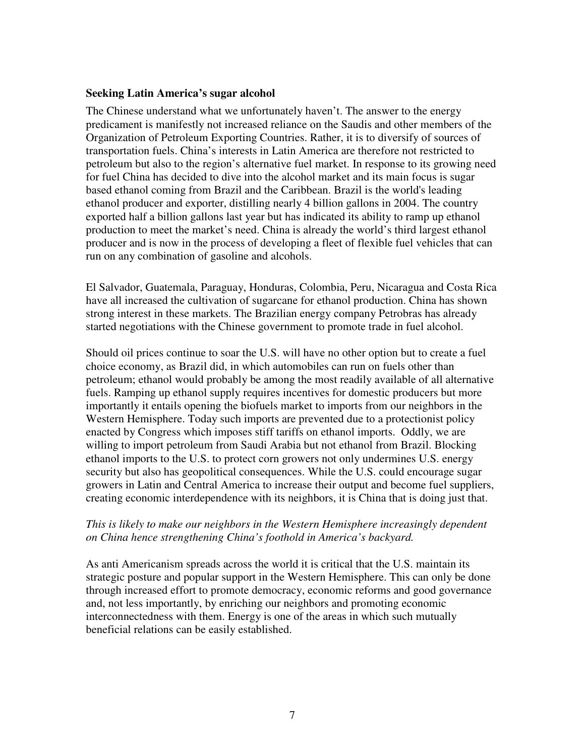**Seeking Latin America's sugar alcohol**

The Chinese understand what we unfortunately haven't. The answer to the energy predicament is manifestly not increased reliance on the Saudis and other members of the Organization of Petroleum Exporting Countries. Rather, it is to diversify of sources of transportation fuels. China's interests in Latin America are therefore not restricted to petroleum but also to the region's alternative fuel market. In response to its growing need for fuel China has decided to dive into the alcohol market and its main focus is sugar based ethanol coming from Brazil and the Caribbean. Brazil is the world's leading ethanol producer and exporter, distilling nearly 4 billion gallons in 2004. The country exported half a billion gallons last year but has indicated its ability to ramp up ethanol production to meet the market's need. China is already the world's third largest ethanol producer and is now in the process of developing a fleet of flexible fuel vehicles that can run on any combination of gasoline and alcohols.

El Salvador, Guatemala, Paraguay, Honduras, Colombia, Peru, Nicaragua and Costa Rica have all increased the cultivation of sugarcane for ethanol production. China has shown strong interest in these markets. The Brazilian energy company Petrobras has already started negotiations with the Chinese government to promote trade in fuel alcohol.

Should oil prices continue to soar the U.S. will have no other option but to create a fuel choice economy, as Brazil did, in which automobiles can run on fuels other than petroleum; ethanol would probably be among the most readily available of all alternative fuels. Ramping up ethanol supply requires incentives for domestic producers but more importantly it entails opening the biofuels market to imports from our neighbors in the Western Hemisphere. Today such imports are prevented due to a protectionist policy enacted by Congress which imposes stiff tariffs on ethanol imports. Oddly, we are willing to import petroleum from Saudi Arabia but not ethanol from Brazil. Blocking ethanol imports to the U.S. to protect corn growers not only undermines U.S. energy security but also has geopolitical consequences. While the U.S. could encourage sugar growers in Latin and Central America to increase their output and become fuel suppliers, creating economic interdependence with its neighbors, it is China that is doing just that.

*This is likely to make our neighbors in the Western Hemisphere increasingly dependent on China hence strengthening China's foothold in America's backyard.*

As anti Americanism spreads across the world it is critical that the U.S. maintain its strategic posture and popular support in the Western Hemisphere. This can only be done through increased effort to promote democracy, economic reforms and good governance and, not less importantly, by enriching our neighbors and promoting economic interconnectedness with them. Energy is one of the areas in which such mutually beneficial relations can be easily established.